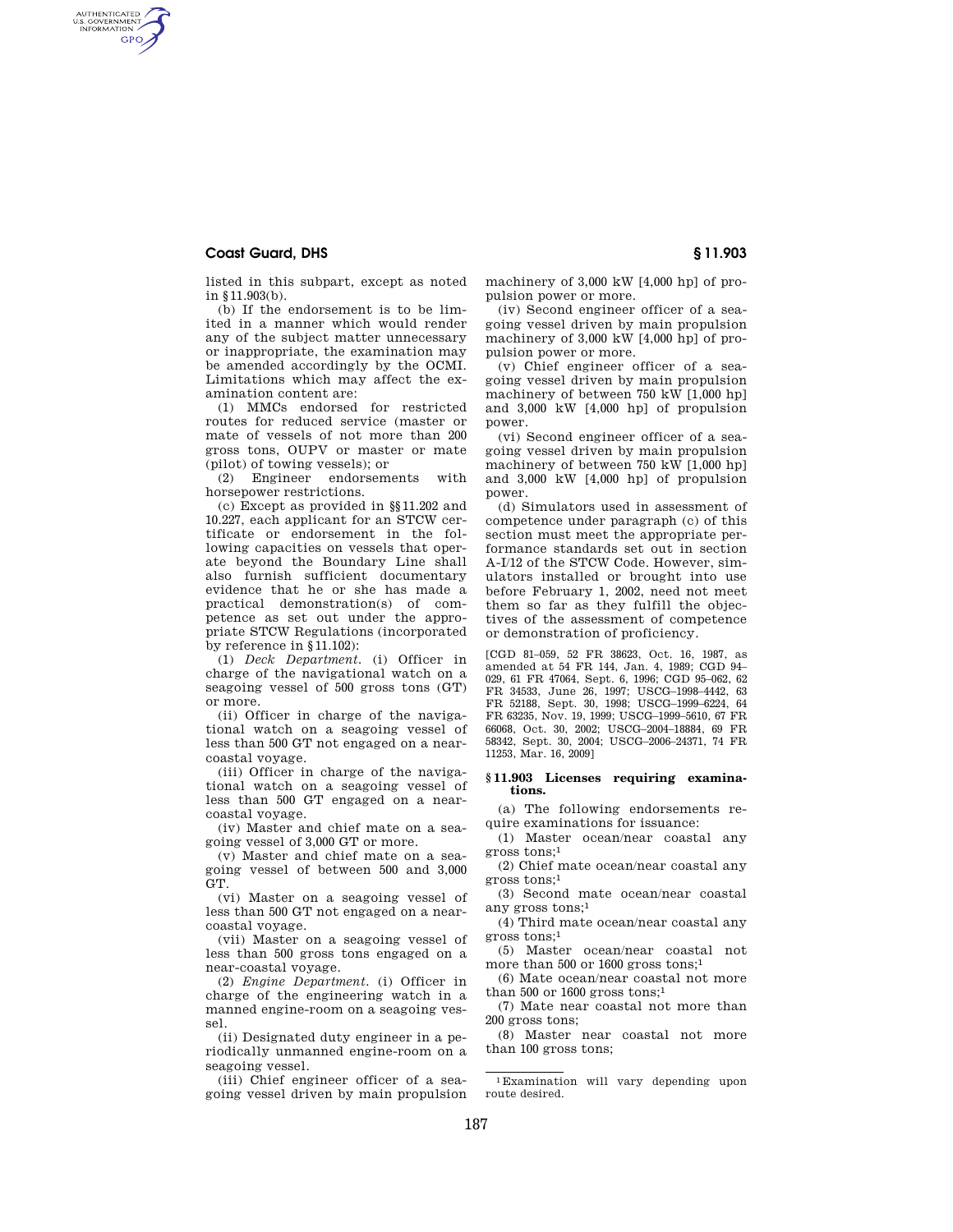listed in this subpart, except as noted in §11.903(b).

(b) If the endorsement is to be limited in a manner which would render any of the subject matter unnecessary or inappropriate, the examination may be amended accordingly by the OCMI. Limitations which may affect the examination content are:

(1) MMCs endorsed for restricted routes for reduced service (master or mate of vessels of not more than 200 gross tons, OUPV or master or mate (pilot) of towing vessels); or

(2) Engineer endorsements with horsepower restrictions.

(c) Except as provided in §§11.202 and 10.227, each applicant for an STCW certificate or endorsement in the following capacities on vessels that operate beyond the Boundary Line shall also furnish sufficient documentary evidence that he or she has made a practical demonstration(s) of competence as set out under the appropriate STCW Regulations (incorporated by reference in §11.102):

(1) *Deck Department.* (i) Officer in charge of the navigational watch on a seagoing vessel of 500 gross tons (GT) or more.

(ii) Officer in charge of the navigational watch on a seagoing vessel of less than 500 GT not engaged on a near-coastal voyage.

(iii) Officer in charge of the navigational watch on a seagoing vessel of less than 500 GT engaged on a near-coastal voyage.

(iv) Master and chief mate on a seagoing vessel of 3,000 GT or more.

(v) Master and chief mate on a seagoing vessel of between 500 and 3,000 GT.

(vi) Master on a seagoing vessel of less than 500 GT not engaged on a near-coastal voyage.

(vii) Master on a seagoing vessel of less than 500 gross tons engaged on a near-coastal voyage.

(2) *Engine Department.* (i) Officer in charge of the engineering watch in a manned engine-room on a seagoing vessel.

(ii) Designated duty engineer in a periodically unmanned engine-room on a seagoing vessel.

(iii) Chief engineer officer of a seagoing vessel driven by main propulsion machinery of 3,000 kW [4,000 hp] of propulsion power or more.

(iv) Second engineer officer of a seagoing vessel driven by main propulsion machinery of 3,000 kW [4,000 hp] of propulsion power or more.

(v) Chief engineer officer of a seagoing vessel driven by main propulsion machinery of between 750 kW [1,000 hp] and 3,000 kW [4,000 hp] of propulsion power.

(vi) Second engineer officer of a seagoing vessel driven by main propulsion machinery of between 750 kW [1,000 hp] and 3,000 kW [4,000 hp] of propulsion power.

(d) Simulators used in assessment of competence under paragraph (c) of this section must meet the appropriate performance standards set out in section A-I/12 of the STCW Code. However, simulators installed or brought into use before February 1, 2002, need not meet them so far as they fulfill the objectives of the assessment of competence or demonstration of proficiency.

[CGD 81–059, 52 FR 38623, Oct. 16, 1987, as amended at 54 FR 144, Jan. 4, 1989; CGD 94–029, 61 FR 47064, Sept. 6, 1996; CGD 95–062, 62 FR 34533, June 26, 1997; USCG–1998–4442, 63 FR 52188, Sept. 30, 1998; USCG–1999–6224, 64 FR 63235, Nov. 19, 1999; USCG–1999–5610, 67 FR 66068, Oct. 30, 2002; USCG–2004–18884, 69 FR 58342, Sept. 30, 2004; USCG–2006–24371, 74 FR 11253, Mar. 16, 2009]

### § 11.903 Licenses requiring examinations.

(a) The following endorsements require examinations for issuance:

(1) Master ocean/near coastal any gross tons;[1]

(2) Chief mate ocean/near coastal any gross tons;[1]

(3) Second mate ocean/near coastal any gross tons;[1]

(4) Third mate ocean/near coastal any gross tons;[1]

(5) Master ocean/near coastal not more than 500 or 1600 gross tons;[1]

(6) Mate ocean/near coastal not more than 500 or 1600 gross tons;[1]

(7) Mate near coastal not more than 200 gross tons;

(8) Master near coastal not more than 100 gross tons;

[1] Examination will vary depending upon route desired.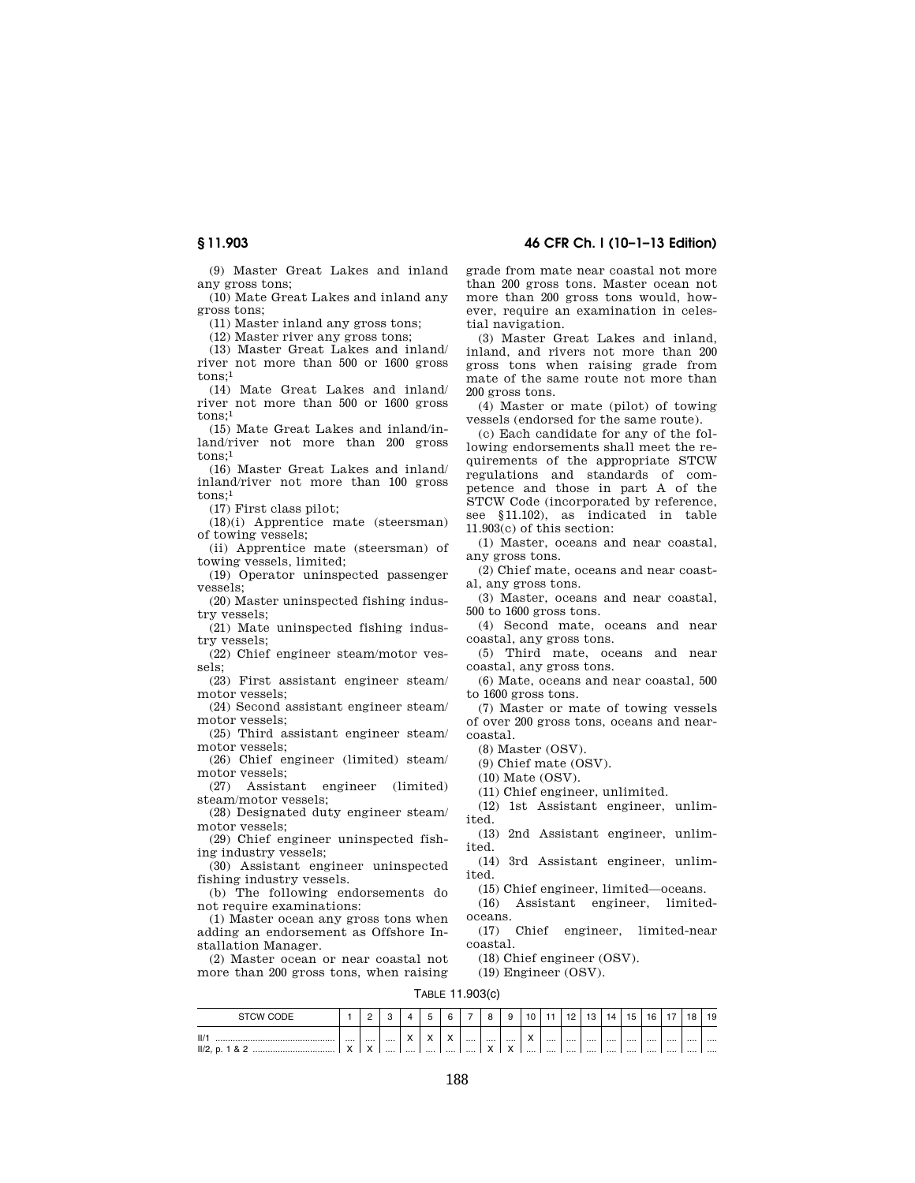(9) Master Great Lakes and inland any gross tons;

(10) Mate Great Lakes and inland any gross tons;

(11) Master inland any gross tons;

(12) Master river any gross tons;

(13) Master Great Lakes and inland/river not more than 500 or 1600 gross tons;[1]

(14) Mate Great Lakes and inland/river not more than 500 or 1600 gross tons;[1]

(15) Mate Great Lakes and inland/inland/river not more than 200 gross tons;[1]

(16) Master Great Lakes and inland/inland/river not more than 100 gross tons;[1]

(17) First class pilot;

(18)(i) Apprentice mate (steersman) of towing vessels;

(ii) Apprentice mate (steersman) of towing vessels, limited;

(19) Operator uninspected passenger vessels;

(20) Master uninspected fishing industry vessels;

(21) Mate uninspected fishing industry vessels;

(22) Chief engineer steam/motor vessels;

(23) First assistant engineer steam/motor vessels;

(24) Second assistant engineer steam/motor vessels;

(25) Third assistant engineer steam/motor vessels;

(26) Chief engineer (limited) steam/motor vessels;

(27) Assistant engineer (limited) steam/motor vessels;

(28) Designated duty engineer steam/motor vessels;

(29) Chief engineer uninspected fishing industry vessels;

(30) Assistant engineer uninspected fishing industry vessels.

(b) The following endorsements do not require examinations:

(1) Master ocean any gross tons when adding an endorsement as Offshore Installation Manager.

(2) Master ocean or near coastal not more than 200 gross tons, when raising grade from mate near coastal not more than 200 gross tons. Master ocean not more than 200 gross tons would, however, require an examination in celestial navigation.

(3) Master Great Lakes and inland, inland, and rivers not more than 200 gross tons when raising grade from mate of the same route not more than 200 gross tons.

(4) Master or mate (pilot) of towing vessels (endorsed for the same route).

(c) Each candidate for any of the following endorsements shall meet the requirements of the appropriate STCW regulations and standards of competence and those in part A of the STCW Code (incorporated by reference, see §11.102), as indicated in table 11.903(c) of this section:

(1) Master, oceans and near coastal, any gross tons.

(2) Chief mate, oceans and near coastal, any gross tons.

(3) Master, oceans and near coastal, 500 to 1600 gross tons.

(4) Second mate, oceans and near coastal, any gross tons.

(5) Third mate, oceans and near coastal, any gross tons.

(6) Mate, oceans and near coastal, 500 to 1600 gross tons.

(7) Master or mate of towing vessels of over 200 gross tons, oceans and near-coastal.

(8) Master (OSV).

(9) Chief mate (OSV).

(10) Mate (OSV).

(11) Chief engineer, unlimited.

(12) 1st Assistant engineer, unlimited.

(13) 2nd Assistant engineer, unlimited.

(14) 3rd Assistant engineer, unlimited.

(15) Chief engineer, limited—oceans.

(16) Assistant engineer, limited-oceans.

(17) Chief engineer, limited-near coastal.

(18) Chief engineer (OSV).

(19) Engineer (OSV).

TABLE 11.903(c)

| STCW CODE | 1 | 2 | 3 | 4 | 5 | 6 | 7 | 8 | 9 | 10 | 11 | 12 | 13 | 14 | 15 | 16 | 17 | 18 | 19 |
|---|---|---|---|---|---|---|---|---|---|---|---|---|---|---|---|---|---|---|---|
| II/1 | .... | .... | .... | X | X | X | .... | .... | .... | X | .... | .... | .... | .... | .... | .... | .... | .... | .... |
| II/2, p. 1 & 2 | X | X | .... | .... | .... | .... | .... | X | X | .... | .... | .... | .... | .... | .... | .... | .... | .... | .... |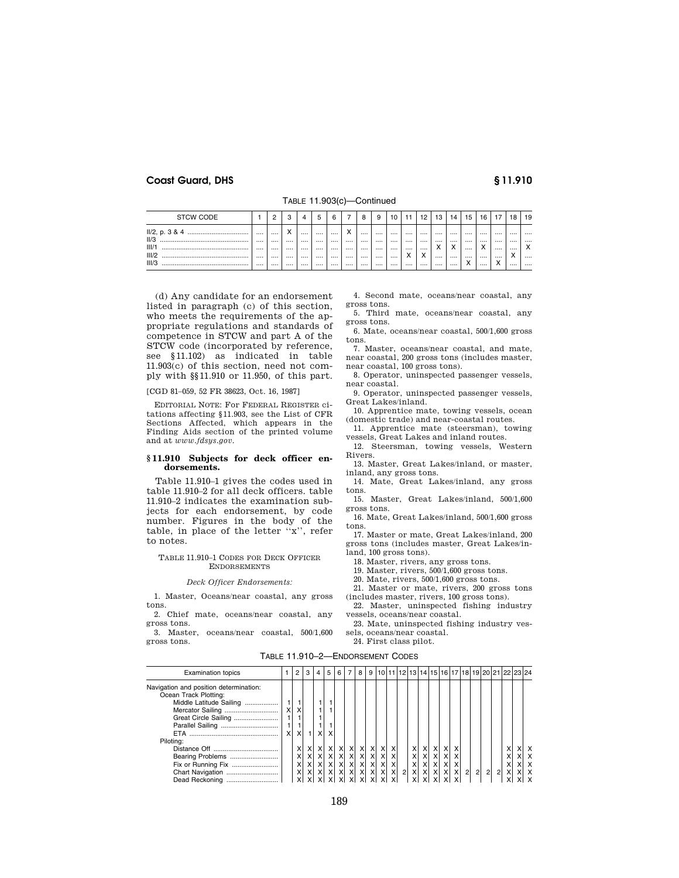TABLE 11.903(c)—Continued

| STCW CODE | 1 | 2 | 3 | 4 | 5 | 6 | 7 | 8 | 9 | 10 | 11 | 12 | 13 | 14 | 15 | 16 | 17 | 18 | 19 |
|---|---|---|---|---|---|---|---|---|---|---|---|---|---|---|---|---|---|---|---|
| II/2, p. 3 & 4 | .... | .... | X | .... | .... | .... | X | .... | .... | .... | .... | .... | .... | .... | .... | .... | .... | .... | .... |
| II/3 | .... | .... | .... | .... | .... | .... | .... | .... | .... | .... | .... | .... | .... | .... | .... | .... | .... | .... | .... |
| III/1 | .... | .... | .... | .... | .... | .... | .... | .... | .... | .... | .... | .... | X | X | .... | X | .... | .... | X |
| III/2 | .... | .... | .... | .... | .... | .... | .... | .... | .... | .... | X | X | .... | .... | .... | .... | .... | X | .... |
| III/3 | .... | .... | .... | .... | .... | .... | .... | .... | .... | .... | .... | .... | .... | .... | X | .... | X | .... | .... |

(d) Any candidate for an endorsement listed in paragraph (c) of this section, who meets the requirements of the appropriate regulations and standards of competence in STCW and part A of the STCW code (incorporated by reference, see §11.102) as indicated in table 11.903(c) of this section, need not comply with §§11.910 or 11.950, of this part.

[CGD 81–059, 52 FR 38623, Oct. 16, 1987]

EDITORIAL NOTE: For FEDERAL REGISTER citations affecting §11.903, see the List of CFR Sections Affected, which appears in the Finding Aids section of the printed volume and at *www.fdsys.gov*.

## §11.910 Subjects for deck officer endorsements.

Table 11.910–1 gives the codes used in table 11.910–2 for all deck officers. table 11.910–2 indicates the examination subjects for each endorsement, by code number. Figures in the body of the table, in place of the letter "x", refer to notes.

TABLE 11.910–1 CODES FOR DECK OFFICER ENDORSEMENTS

*Deck Officer Endorsements:*

1. Master, Oceans/near coastal, any gross tons.
2. Chief mate, oceans/near coastal, any gross tons.
3. Master, oceans/near coastal, 500/1,600 gross tons.
4. Second mate, oceans/near coastal, any gross tons.
5. Third mate, oceans/near coastal, any gross tons.
6. Mate, oceans/near coastal, 500/1,600 gross tons.
7. Master, oceans/near coastal, and mate, near coastal, 200 gross tons (includes master, near coastal, 100 gross tons).
8. Operator, uninspected passenger vessels, near coastal.
9. Operator, uninspected passenger vessels, Great Lakes/inland.
10. Apprentice mate, towing vessels, ocean (domestic trade) and near-coastal routes.
11. Apprentice mate (steersman), towing vessels, Great Lakes and inland routes.
12. Steersman, towing vessels, Western Rivers.
13. Master, Great Lakes/inland, or master, inland, any gross tons.
14. Mate, Great Lakes/inland, any gross tons.
15. Master, Great Lakes/inland, 500/1,600 gross tons.
16. Mate, Great Lakes/inland, 500/1,600 gross tons.
17. Master or mate, Great Lakes/inland, 200 gross tons (includes master, Great Lakes/inland, 100 gross tons).
18. Master, rivers, any gross tons.
19. Master, rivers, 500/1,600 gross tons.
20. Mate, rivers, 500/1,600 gross tons.
21. Master or mate, rivers, 200 gross tons (includes master, rivers, 100 gross tons).
22. Master, uninspected fishing industry vessels, oceans/near coastal.
23. Mate, uninspected fishing industry vessels, oceans/near coastal.
24. First class pilot.

TABLE 11.910–2—ENDORSEMENT CODES

| Examination topics | 1 | 2 | 3 | 4 | 5 | 6 | 7 | 8 | 9 | 10 | 11 | 12 | 13 | 14 | 15 | 16 | 17 | 18 | 19 | 20 | 21 | 22 | 23 | 24 |
|---|---|---|---|---|---|---|---|---|---|---|---|---|---|---|---|---|---|---|---|---|---|---|---|---|
| Navigation and position determination: | | | | | | | | | | | | | | | | | | | | | | | | |
| Ocean Track Plotting: | | | | | | | | | | | | | | | | | | | | | | | | |
| Middle Latitude Sailing | 1 | 1 | | 1 | 1 | | | | | | | | | | | | | | | | | | | |
| Mercator Sailing | X | X | | 1 | 1 | | | | | | | | | | | | | | | | | | | |
| Great Circle Sailing | 1 | 1 | | 1 | | | | | | | | | | | | | | | | | | | | |
| Parallel Sailing | 1 | 1 | | 1 | 1 | | | | | | | | | | | | | | | | | | | |
| ETA | X | X | 1 | X | X | | | | | | | | | | | | | | | | | | | |
| Piloting: | | | | | | | | | | | | | | | | | | | | | | | | |
| Distance Off | | X | X | X | X | X | X | X | X | X | X | | X | X | X | X | X | | | | | X | X | X |
| Bearing Problems | | X | X | X | X | X | X | X | X | X | X | | X | X | X | X | X | | | | | X | X | X |
| Fix or Running Fix | | X | X | X | X | X | X | X | X | X | X | | X | X | X | X | X | | | | | X | X | X |
| Chart Navigation | | X | X | X | X | X | X | X | X | X | X | 2 | X | X | X | X | X | 2 | 2 | 2 | 2 | X | X | X |
| Dead Reckoning | | X | X | X | X | X | X | X | X | X | X | | X | X | X | X | X | | | | | X | X | X |